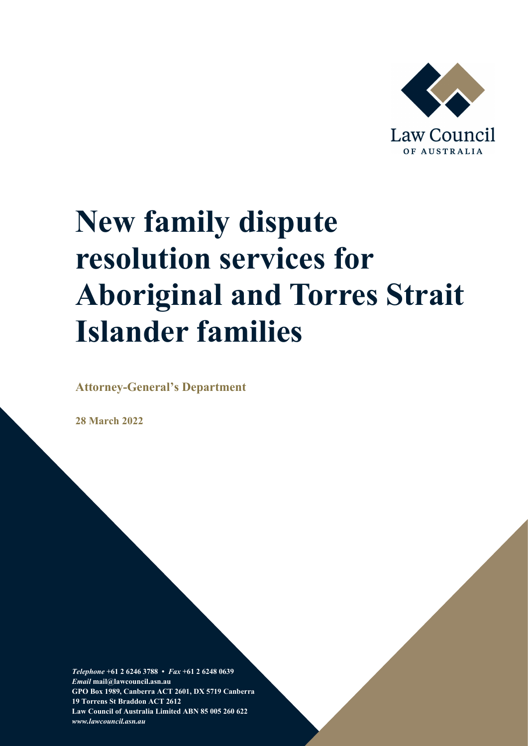Law Council
OF AUSTRALIA

# New family dispute resolution services for Aboriginal and Torres Strait Islander families

**Attorney-General's Department**

**28 March 2022**

***Telephone*** **+61 2 6246 3788 •** ***Fax*** **+61 2 6248 0639**
***Email*** **mail@lawcouncil.asn.au**
**GPO Box 1989, Canberra ACT 2601, DX 5719 Canberra**
**19 Torrens St Braddon ACT 2612**
**Law Council of Australia Limited ABN 85 005 260 622**
***www.lawcouncil.asn.au***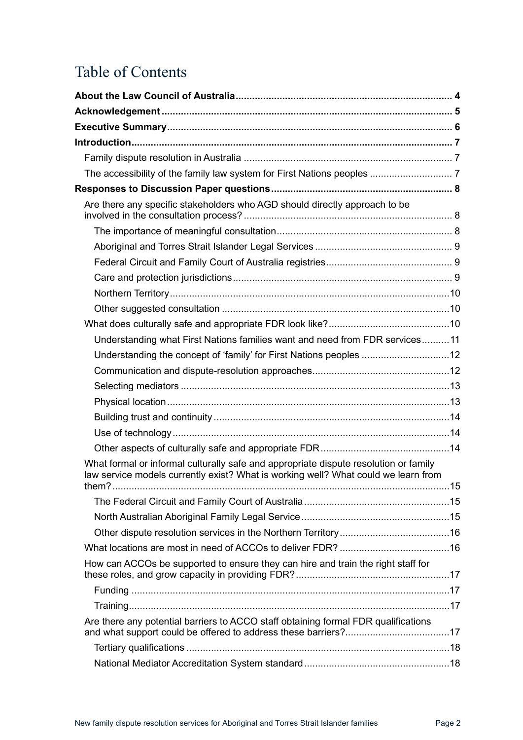# Table of Contents

**About the Law Council of Australia** ..... 4

**Acknowledgement** ..... 5

**Executive Summary** ..... 6

**Introduction** ..... 7

- Family dispute resolution in Australia ..... 7
- The accessibility of the family law system for First Nations peoples ..... 7

**Responses to Discussion Paper questions** ..... 8

- Are there any specific stakeholders who AGD should directly approach to be involved in the consultation process? ..... 8
  - The importance of meaningful consultation ..... 8
  - Aboriginal and Torres Strait Islander Legal Services ..... 9
  - Federal Circuit and Family Court of Australia registries ..... 9
  - Care and protection jurisdictions ..... 9
  - Northern Territory ..... 10
  - Other suggested consultation ..... 10
- What does culturally safe and appropriate FDR look like? ..... 10
  - Understanding what First Nations families want and need from FDR services ..... 11
  - Understanding the concept of 'family' for First Nations peoples ..... 12
  - Communication and dispute-resolution approaches ..... 12
  - Selecting mediators ..... 13
  - Physical location ..... 13
  - Building trust and continuity ..... 14
  - Use of technology ..... 14
  - Other aspects of culturally safe and appropriate FDR ..... 14
- What formal or informal culturally safe and appropriate dispute resolution or family law service models currently exist? What is working well? What could we learn from them? ..... 15
  - The Federal Circuit and Family Court of Australia ..... 15
  - North Australian Aboriginal Family Legal Service ..... 15
  - Other dispute resolution services in the Northern Territory ..... 16
- What locations are most in need of ACCOs to deliver FDR? ..... 16
- How can ACCOs be supported to ensure they can hire and train the right staff for these roles, and grow capacity in providing FDR? ..... 17
  - Funding ..... 17
  - Training ..... 17
- Are there any potential barriers to ACCO staff obtaining formal FDR qualifications and what support could be offered to address these barriers? ..... 17
  - Tertiary qualifications ..... 18
  - National Mediator Accreditation System standard ..... 18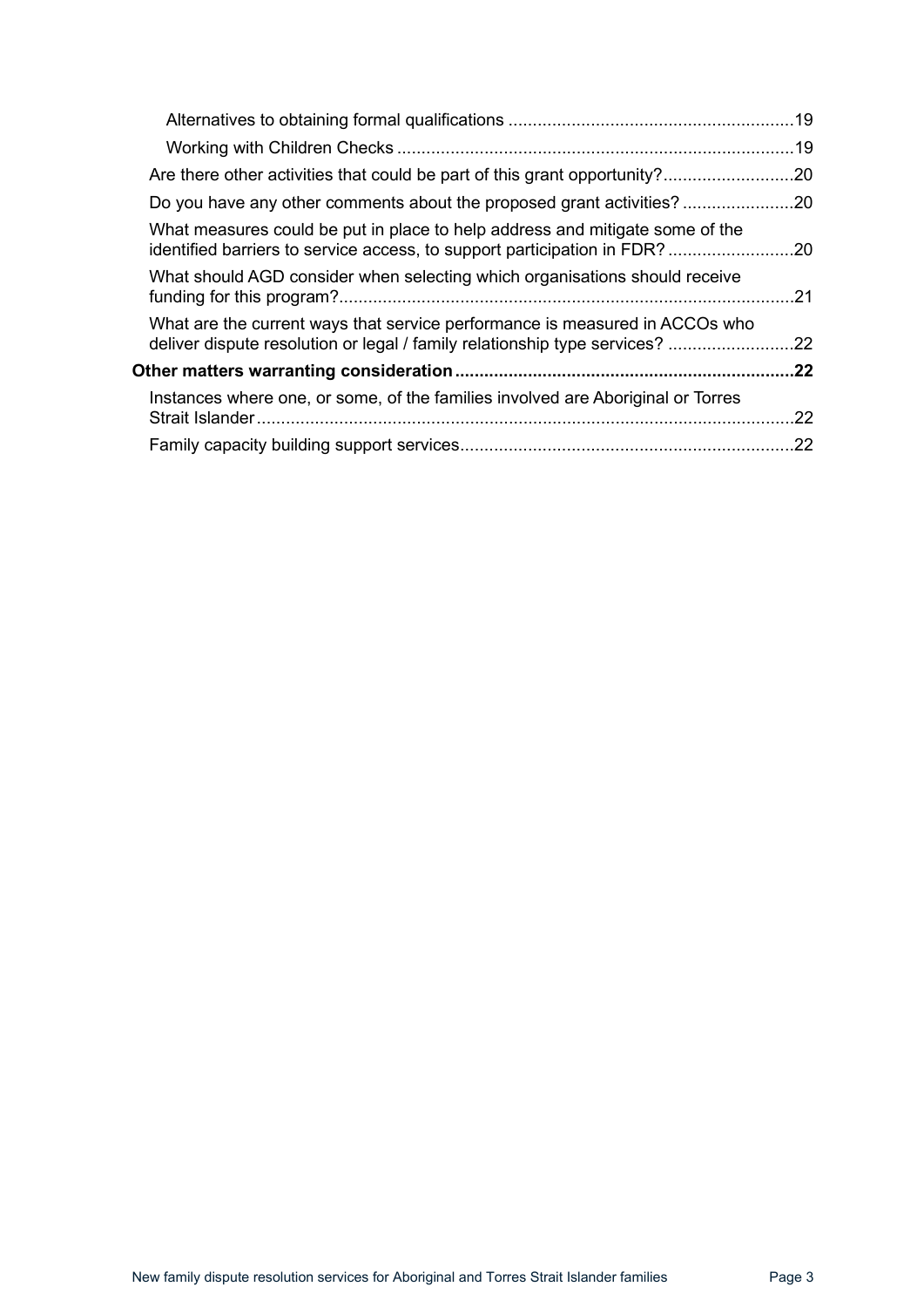Alternatives to obtaining formal qualifications ....................................................... 19

Working with Children Checks ................................................................................ 19

Are there other activities that could be part of this grant opportunity? ........................ 20

Do you have any other comments about the proposed grant activities? ..................... 20

What measures could be put in place to help address and mitigate some of the identified barriers to service access, to support participation in FDR? ........................ 20

What should AGD consider when selecting which organisations should receive funding for this program? ............................................................................................ 21

What are the current ways that service performance is measured in ACCOs who deliver dispute resolution or legal / family relationship type services? ......................... 22

**Other matters warranting consideration ................................................................... 22**

Instances where one, or some, of the families involved are Aboriginal or Torres Strait Islander ............................................................................................................. 22

Family capacity building support services ................................................................... 22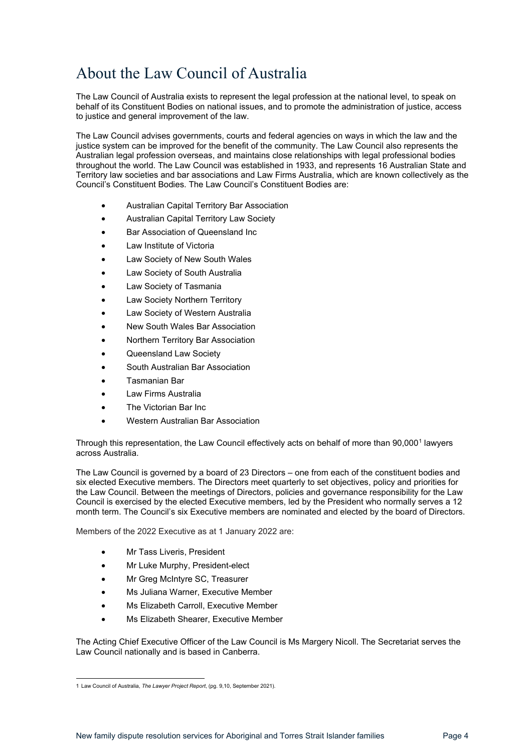# About the Law Council of Australia

The Law Council of Australia exists to represent the legal profession at the national level, to speak on behalf of its Constituent Bodies on national issues, and to promote the administration of justice, access to justice and general improvement of the law.

The Law Council advises governments, courts and federal agencies on ways in which the law and the justice system can be improved for the benefit of the community. The Law Council also represents the Australian legal profession overseas, and maintains close relationships with legal professional bodies throughout the world. The Law Council was established in 1933, and represents 16 Australian State and Territory law societies and bar associations and Law Firms Australia, which are known collectively as the Council's Constituent Bodies. The Law Council's Constituent Bodies are:

- Australian Capital Territory Bar Association
- Australian Capital Territory Law Society
- Bar Association of Queensland Inc
- Law Institute of Victoria
- Law Society of New South Wales
- Law Society of South Australia
- Law Society of Tasmania
- Law Society Northern Territory
- Law Society of Western Australia
- New South Wales Bar Association
- Northern Territory Bar Association
- Queensland Law Society
- South Australian Bar Association
- Tasmanian Bar
- Law Firms Australia
- The Victorian Bar Inc
- Western Australian Bar Association

Through this representation, the Law Council effectively acts on behalf of more than 90,000[1] lawyers across Australia.

The Law Council is governed by a board of 23 Directors – one from each of the constituent bodies and six elected Executive members. The Directors meet quarterly to set objectives, policy and priorities for the Law Council. Between the meetings of Directors, policies and governance responsibility for the Law Council is exercised by the elected Executive members, led by the President who normally serves a 12 month term. The Council's six Executive members are nominated and elected by the board of Directors.

Members of the 2022 Executive as at 1 January 2022 are:

- Mr Tass Liveris, President
- Mr Luke Murphy, President-elect
- Mr Greg McIntyre SC, Treasurer
- Ms Juliana Warner, Executive Member
- Ms Elizabeth Carroll, Executive Member
- Ms Elizabeth Shearer, Executive Member

The Acting Chief Executive Officer of the Law Council is Ms Margery Nicoll. The Secretariat serves the Law Council nationally and is based in Canberra.

---

[1] Law Council of Australia, *The Lawyer Project Report*, (pg. 9,10, September 2021).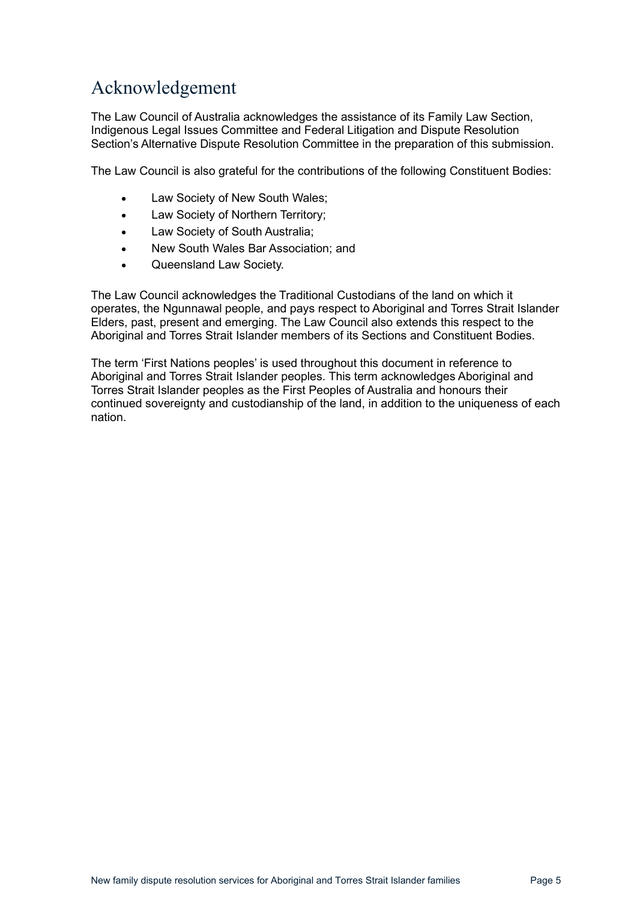# Acknowledgement

The Law Council of Australia acknowledges the assistance of its Family Law Section, Indigenous Legal Issues Committee and Federal Litigation and Dispute Resolution Section's Alternative Dispute Resolution Committee in the preparation of this submission.

The Law Council is also grateful for the contributions of the following Constituent Bodies:

- Law Society of New South Wales;
- Law Society of Northern Territory;
- Law Society of South Australia;
- New South Wales Bar Association; and
- Queensland Law Society.

The Law Council acknowledges the Traditional Custodians of the land on which it operates, the Ngunnawal people, and pays respect to Aboriginal and Torres Strait Islander Elders, past, present and emerging. The Law Council also extends this respect to the Aboriginal and Torres Strait Islander members of its Sections and Constituent Bodies.

The term 'First Nations peoples' is used throughout this document in reference to Aboriginal and Torres Strait Islander peoples. This term acknowledges Aboriginal and Torres Strait Islander peoples as the First Peoples of Australia and honours their continued sovereignty and custodianship of the land, in addition to the uniqueness of each nation.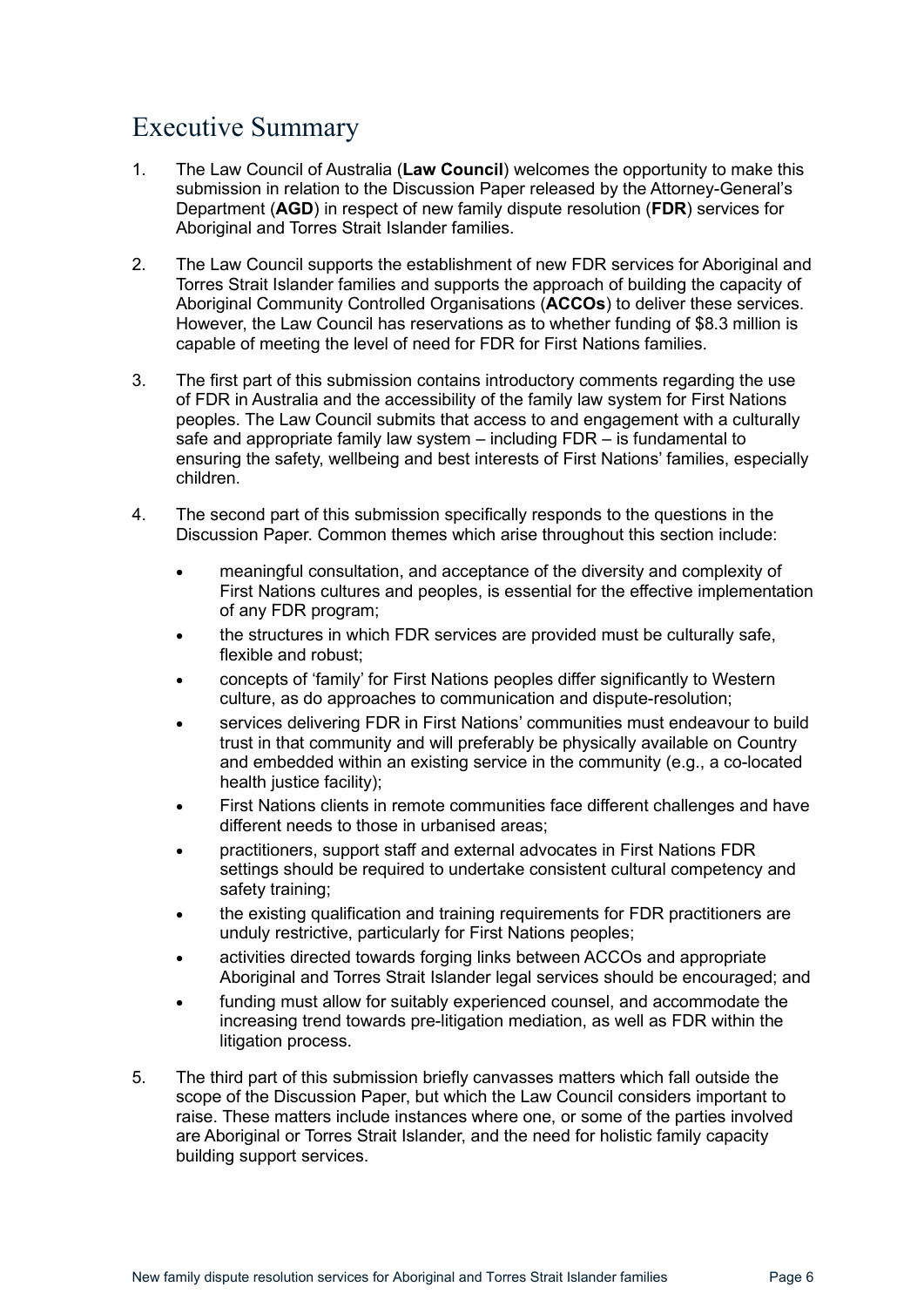# Executive Summary

1. The Law Council of Australia (**Law Council**) welcomes the opportunity to make this submission in relation to the Discussion Paper released by the Attorney-General's Department (**AGD**) in respect of new family dispute resolution (**FDR**) services for Aboriginal and Torres Strait Islander families.

2. The Law Council supports the establishment of new FDR services for Aboriginal and Torres Strait Islander families and supports the approach of building the capacity of Aboriginal Community Controlled Organisations (**ACCOs**) to deliver these services. However, the Law Council has reservations as to whether funding of $8.3 million is capable of meeting the level of need for FDR for First Nations families.

3. The first part of this submission contains introductory comments regarding the use of FDR in Australia and the accessibility of the family law system for First Nations peoples. The Law Council submits that access to and engagement with a culturally safe and appropriate family law system – including FDR – is fundamental to ensuring the safety, wellbeing and best interests of First Nations' families, especially children.

4. The second part of this submission specifically responds to the questions in the Discussion Paper. Common themes which arise throughout this section include:

   - meaningful consultation, and acceptance of the diversity and complexity of First Nations cultures and peoples, is essential for the effective implementation of any FDR program;
   - the structures in which FDR services are provided must be culturally safe, flexible and robust;
   - concepts of 'family' for First Nations peoples differ significantly to Western culture, as do approaches to communication and dispute-resolution;
   - services delivering FDR in First Nations' communities must endeavour to build trust in that community and will preferably be physically available on Country and embedded within an existing service in the community (e.g., a co-located health justice facility);
   - First Nations clients in remote communities face different challenges and have different needs to those in urbanised areas;
   - practitioners, support staff and external advocates in First Nations FDR settings should be required to undertake consistent cultural competency and safety training;
   - the existing qualification and training requirements for FDR practitioners are unduly restrictive, particularly for First Nations peoples;
   - activities directed towards forging links between ACCOs and appropriate Aboriginal and Torres Strait Islander legal services should be encouraged; and
   - funding must allow for suitably experienced counsel, and accommodate the increasing trend towards pre-litigation mediation, as well as FDR within the litigation process.

5. The third part of this submission briefly canvasses matters which fall outside the scope of the Discussion Paper, but which the Law Council considers important to raise. These matters include instances where one, or some of the parties involved are Aboriginal or Torres Strait Islander, and the need for holistic family capacity building support services.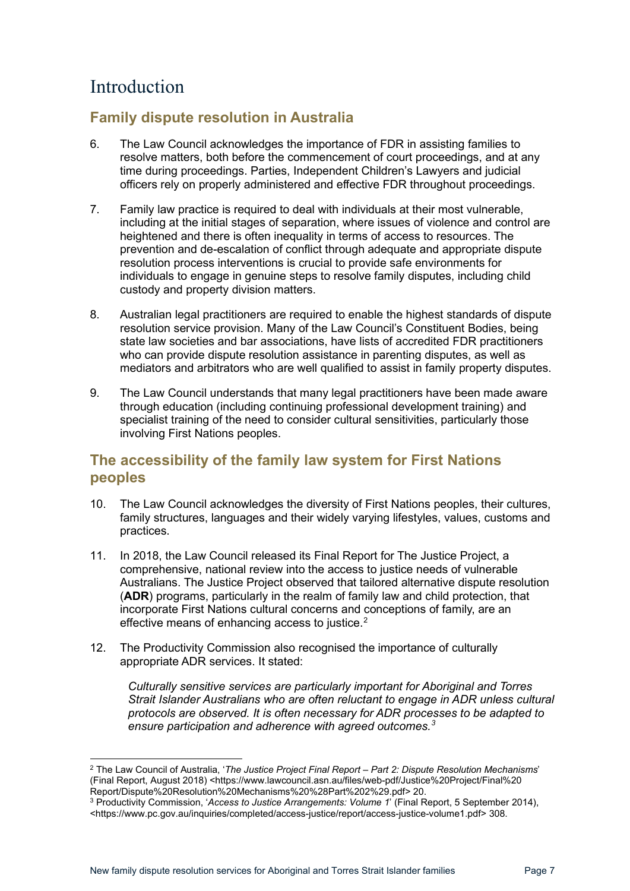# Introduction

## Family dispute resolution in Australia

6. The Law Council acknowledges the importance of FDR in assisting families to resolve matters, both before the commencement of court proceedings, and at any time during proceedings. Parties, Independent Children's Lawyers and judicial officers rely on properly administered and effective FDR throughout proceedings.

7. Family law practice is required to deal with individuals at their most vulnerable, including at the initial stages of separation, where issues of violence and control are heightened and there is often inequality in terms of access to resources. The prevention and de-escalation of conflict through adequate and appropriate dispute resolution process interventions is crucial to provide safe environments for individuals to engage in genuine steps to resolve family disputes, including child custody and property division matters.

8. Australian legal practitioners are required to enable the highest standards of dispute resolution service provision. Many of the Law Council's Constituent Bodies, being state law societies and bar associations, have lists of accredited FDR practitioners who can provide dispute resolution assistance in parenting disputes, as well as mediators and arbitrators who are well qualified to assist in family property disputes.

9. The Law Council understands that many legal practitioners have been made aware through education (including continuing professional development training) and specialist training of the need to consider cultural sensitivities, particularly those involving First Nations peoples.

## The accessibility of the family law system for First Nations peoples

10. The Law Council acknowledges the diversity of First Nations peoples, their cultures, family structures, languages and their widely varying lifestyles, values, customs and practices.

11. In 2018, the Law Council released its Final Report for The Justice Project, a comprehensive, national review into the access to justice needs of vulnerable Australians. The Justice Project observed that tailored alternative dispute resolution (**ADR**) programs, particularly in the realm of family law and child protection, that incorporate First Nations cultural concerns and conceptions of family, are an effective means of enhancing access to justice.[2]

12. The Productivity Commission also recognised the importance of culturally appropriate ADR services. It stated:

> *Culturally sensitive services are particularly important for Aboriginal and Torres Strait Islander Australians who are often reluctant to engage in ADR unless cultural protocols are observed. It is often necessary for ADR processes to be adapted to ensure participation and adherence with agreed outcomes.*[3]

---

[2] The Law Council of Australia, '*The Justice Project Final Report – Part 2: Dispute Resolution Mechanisms*' (Final Report, August 2018) <https://www.lawcouncil.asn.au/files/web-pdf/Justice%20Project/Final%20Report/Dispute%20Resolution%20Mechanisms%20%28Part%202%29.pdf> 20.

[3] Productivity Commission, '*Access to Justice Arrangements: Volume 1*' (Final Report, 5 September 2014), <https://www.pc.gov.au/inquiries/completed/access-justice/report/access-justice-volume1.pdf> 308.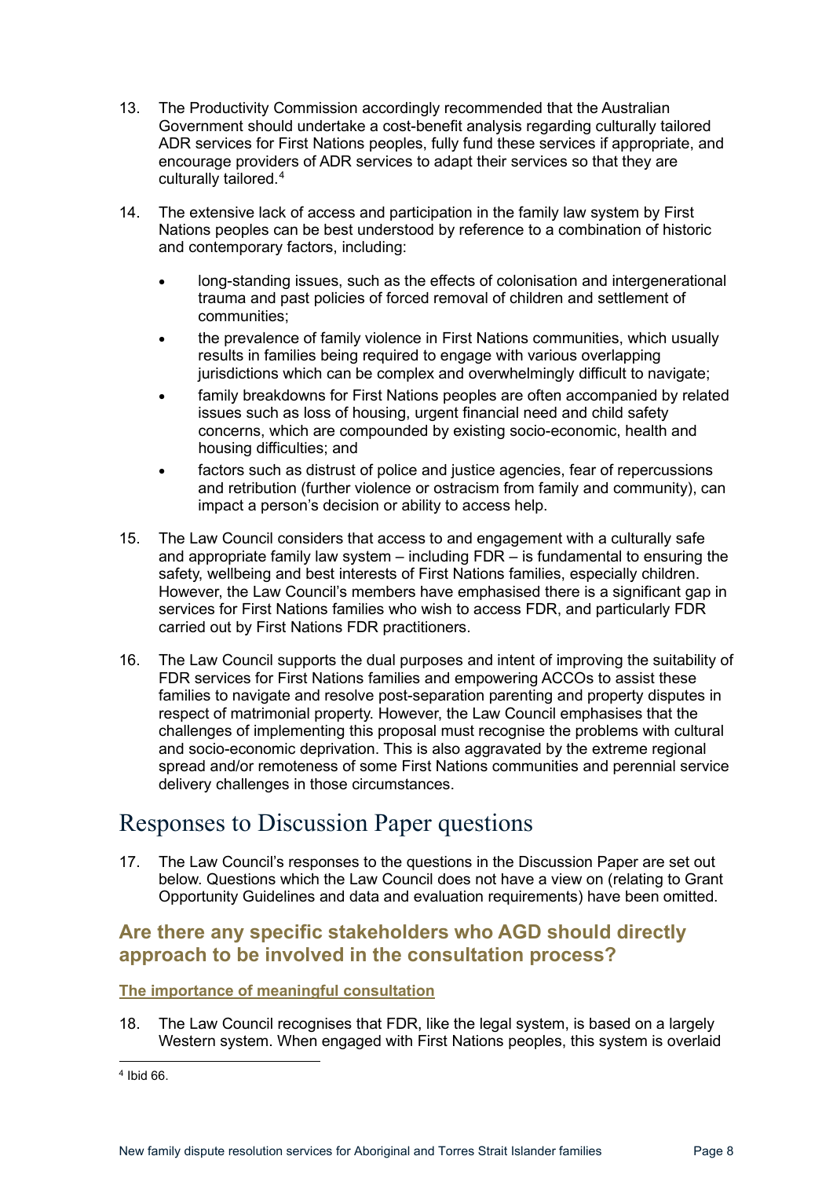13. The Productivity Commission accordingly recommended that the Australian Government should undertake a cost-benefit analysis regarding culturally tailored ADR services for First Nations peoples, fully fund these services if appropriate, and encourage providers of ADR services to adapt their services so that they are culturally tailored.[4]

14. The extensive lack of access and participation in the family law system by First Nations peoples can be best understood by reference to a combination of historic and contemporary factors, including:

    - long-standing issues, such as the effects of colonisation and intergenerational trauma and past policies of forced removal of children and settlement of communities;
    - the prevalence of family violence in First Nations communities, which usually results in families being required to engage with various overlapping jurisdictions which can be complex and overwhelmingly difficult to navigate;
    - family breakdowns for First Nations peoples are often accompanied by related issues such as loss of housing, urgent financial need and child safety concerns, which are compounded by existing socio-economic, health and housing difficulties; and
    - factors such as distrust of police and justice agencies, fear of repercussions and retribution (further violence or ostracism from family and community), can impact a person's decision or ability to access help.

15. The Law Council considers that access to and engagement with a culturally safe and appropriate family law system – including FDR – is fundamental to ensuring the safety, wellbeing and best interests of First Nations families, especially children. However, the Law Council's members have emphasised there is a significant gap in services for First Nations families who wish to access FDR, and particularly FDR carried out by First Nations FDR practitioners.

16. The Law Council supports the dual purposes and intent of improving the suitability of FDR services for First Nations families and empowering ACCOs to assist these families to navigate and resolve post-separation parenting and property disputes in respect of matrimonial property. However, the Law Council emphasises that the challenges of implementing this proposal must recognise the problems with cultural and socio-economic deprivation. This is also aggravated by the extreme regional spread and/or remoteness of some First Nations communities and perennial service delivery challenges in those circumstances.

# Responses to Discussion Paper questions

17. The Law Council's responses to the questions in the Discussion Paper are set out below. Questions which the Law Council does not have a view on (relating to Grant Opportunity Guidelines and data and evaluation requirements) have been omitted.

## Are there any specific stakeholders who AGD should directly approach to be involved in the consultation process?

### The importance of meaningful consultation

18. The Law Council recognises that FDR, like the legal system, is based on a largely Western system. When engaged with First Nations peoples, this system is overlaid

---

[4] Ibid 66.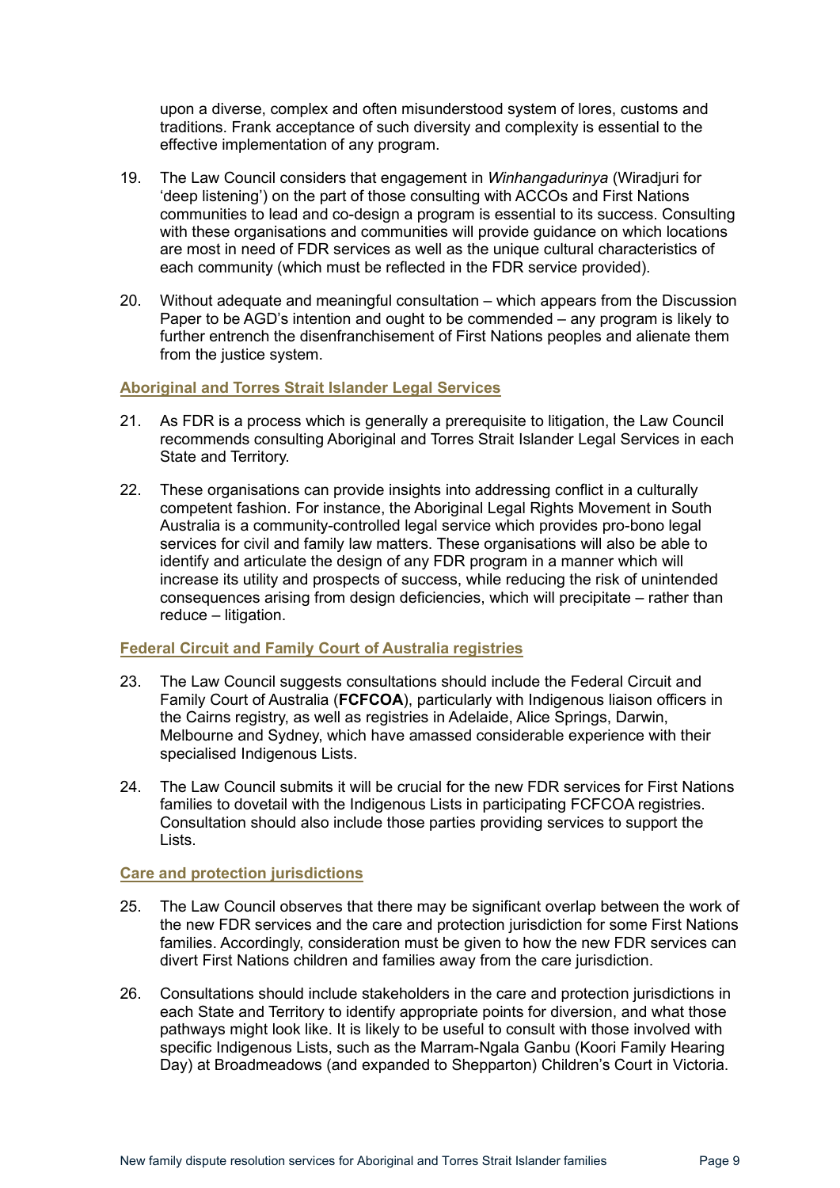upon a diverse, complex and often misunderstood system of lores, customs and traditions. Frank acceptance of such diversity and complexity is essential to the effective implementation of any program.

19. The Law Council considers that engagement in *Winhangadurinya* (Wiradjuri for 'deep listening') on the part of those consulting with ACCOs and First Nations communities to lead and co-design a program is essential to its success. Consulting with these organisations and communities will provide guidance on which locations are most in need of FDR services as well as the unique cultural characteristics of each community (which must be reflected in the FDR service provided).

20. Without adequate and meaningful consultation – which appears from the Discussion Paper to be AGD's intention and ought to be commended – any program is likely to further entrench the disenfranchisement of First Nations peoples and alienate them from the justice system.

#### Aboriginal and Torres Strait Islander Legal Services

21. As FDR is a process which is generally a prerequisite to litigation, the Law Council recommends consulting Aboriginal and Torres Strait Islander Legal Services in each State and Territory.

22. These organisations can provide insights into addressing conflict in a culturally competent fashion. For instance, the Aboriginal Legal Rights Movement in South Australia is a community-controlled legal service which provides pro-bono legal services for civil and family law matters. These organisations will also be able to identify and articulate the design of any FDR program in a manner which will increase its utility and prospects of success, while reducing the risk of unintended consequences arising from design deficiencies, which will precipitate – rather than reduce – litigation.

#### Federal Circuit and Family Court of Australia registries

23. The Law Council suggests consultations should include the Federal Circuit and Family Court of Australia (**FCFCOA**), particularly with Indigenous liaison officers in the Cairns registry, as well as registries in Adelaide, Alice Springs, Darwin, Melbourne and Sydney, which have amassed considerable experience with their specialised Indigenous Lists.

24. The Law Council submits it will be crucial for the new FDR services for First Nations families to dovetail with the Indigenous Lists in participating FCFCOA registries. Consultation should also include those parties providing services to support the Lists.

#### Care and protection jurisdictions

25. The Law Council observes that there may be significant overlap between the work of the new FDR services and the care and protection jurisdiction for some First Nations families. Accordingly, consideration must be given to how the new FDR services can divert First Nations children and families away from the care jurisdiction.

26. Consultations should include stakeholders in the care and protection jurisdictions in each State and Territory to identify appropriate points for diversion, and what those pathways might look like. It is likely to be useful to consult with those involved with specific Indigenous Lists, such as the Marram-Ngala Ganbu (Koori Family Hearing Day) at Broadmeadows (and expanded to Shepparton) Children's Court in Victoria.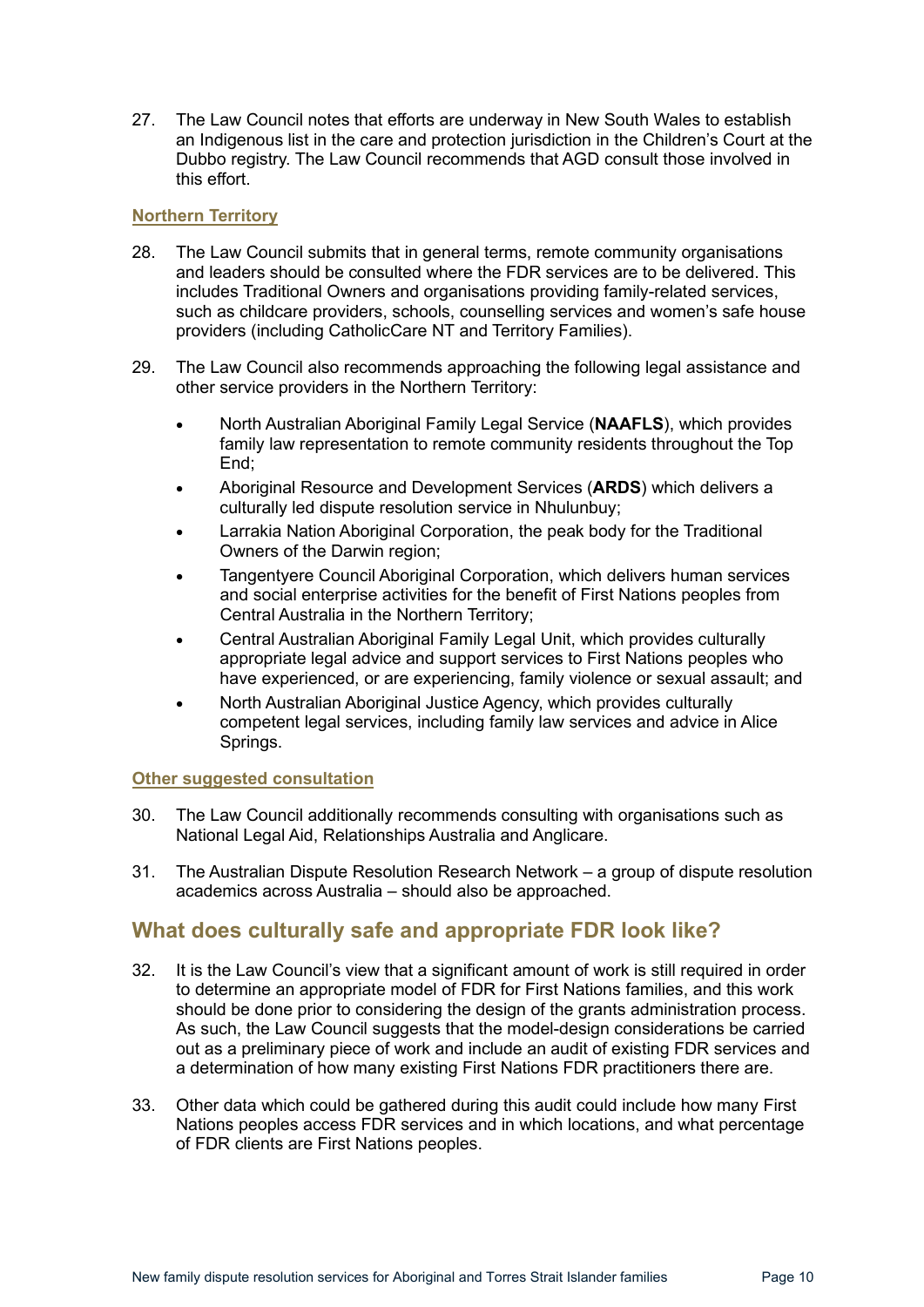27. The Law Council notes that efforts are underway in New South Wales to establish an Indigenous list in the care and protection jurisdiction in the Children's Court at the Dubbo registry. The Law Council recommends that AGD consult those involved in this effort.

### Northern Territory

28. The Law Council submits that in general terms, remote community organisations and leaders should be consulted where the FDR services are to be delivered. This includes Traditional Owners and organisations providing family-related services, such as childcare providers, schools, counselling services and women's safe house providers (including CatholicCare NT and Territory Families).

29. The Law Council also recommends approaching the following legal assistance and other service providers in the Northern Territory:

    - North Australian Aboriginal Family Legal Service (**NAAFLS**), which provides family law representation to remote community residents throughout the Top End;
    - Aboriginal Resource and Development Services (**ARDS**) which delivers a culturally led dispute resolution service in Nhulunbuy;
    - Larrakia Nation Aboriginal Corporation, the peak body for the Traditional Owners of the Darwin region;
    - Tangentyere Council Aboriginal Corporation, which delivers human services and social enterprise activities for the benefit of First Nations peoples from Central Australia in the Northern Territory;
    - Central Australian Aboriginal Family Legal Unit, which provides culturally appropriate legal advice and support services to First Nations peoples who have experienced, or are experiencing, family violence or sexual assault; and
    - North Australian Aboriginal Justice Agency, which provides culturally competent legal services, including family law services and advice in Alice Springs.

### Other suggested consultation

30. The Law Council additionally recommends consulting with organisations such as National Legal Aid, Relationships Australia and Anglicare.

31. The Australian Dispute Resolution Research Network – a group of dispute resolution academics across Australia – should also be approached.

## What does culturally safe and appropriate FDR look like?

32. It is the Law Council's view that a significant amount of work is still required in order to determine an appropriate model of FDR for First Nations families, and this work should be done prior to considering the design of the grants administration process. As such, the Law Council suggests that the model-design considerations be carried out as a preliminary piece of work and include an audit of existing FDR services and a determination of how many existing First Nations FDR practitioners there are.

33. Other data which could be gathered during this audit could include how many First Nations peoples access FDR services and in which locations, and what percentage of FDR clients are First Nations peoples.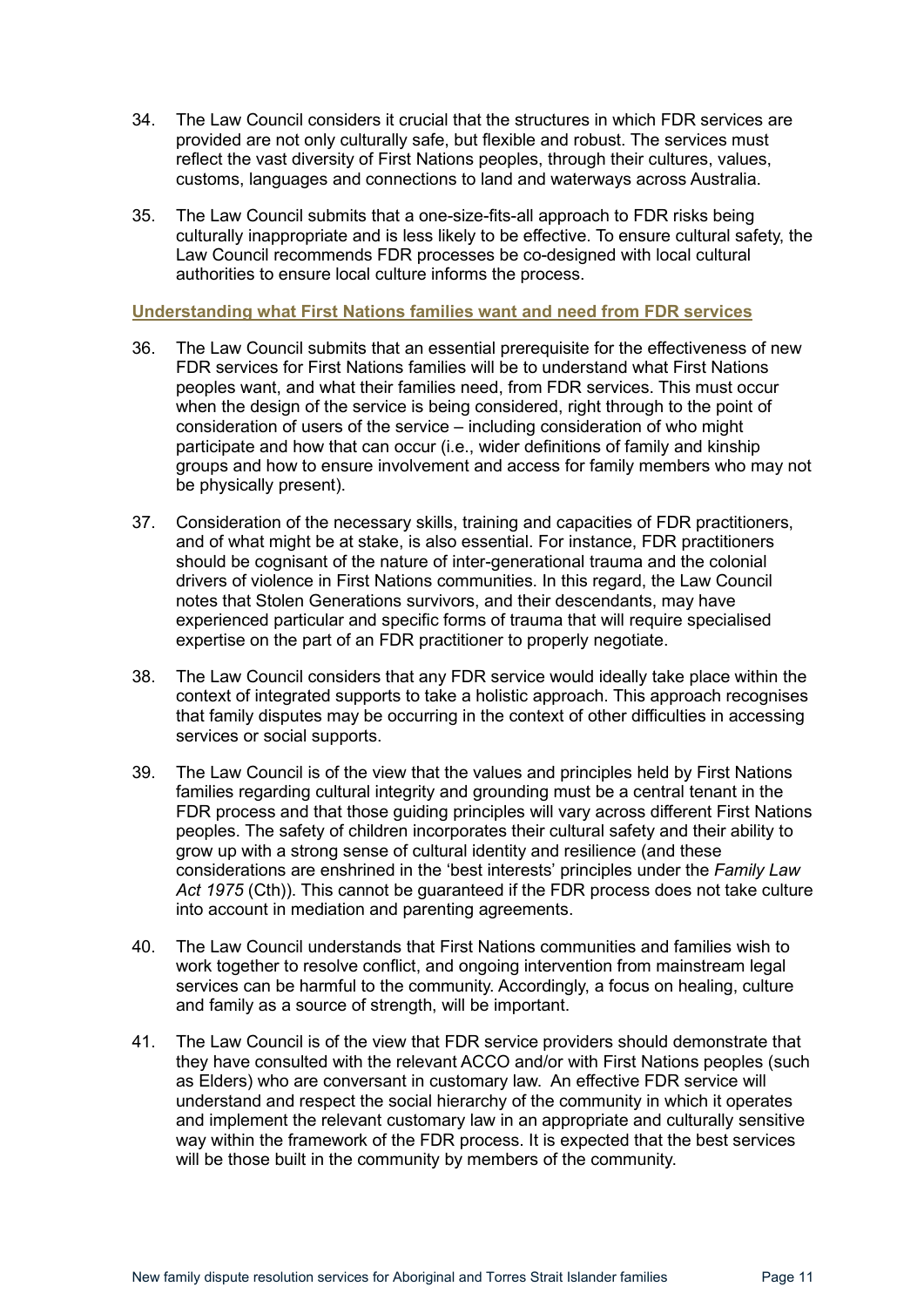34. The Law Council considers it crucial that the structures in which FDR services are provided are not only culturally safe, but flexible and robust. The services must reflect the vast diversity of First Nations peoples, through their cultures, values, customs, languages and connections to land and waterways across Australia.

35. The Law Council submits that a one-size-fits-all approach to FDR risks being culturally inappropriate and is less likely to be effective. To ensure cultural safety, the Law Council recommends FDR processes be co-designed with local cultural authorities to ensure local culture informs the process.

### Understanding what First Nations families want and need from FDR services

36. The Law Council submits that an essential prerequisite for the effectiveness of new FDR services for First Nations families will be to understand what First Nations peoples want, and what their families need, from FDR services. This must occur when the design of the service is being considered, right through to the point of consideration of users of the service – including consideration of who might participate and how that can occur (i.e., wider definitions of family and kinship groups and how to ensure involvement and access for family members who may not be physically present).

37. Consideration of the necessary skills, training and capacities of FDR practitioners, and of what might be at stake, is also essential. For instance, FDR practitioners should be cognisant of the nature of inter-generational trauma and the colonial drivers of violence in First Nations communities. In this regard, the Law Council notes that Stolen Generations survivors, and their descendants, may have experienced particular and specific forms of trauma that will require specialised expertise on the part of an FDR practitioner to properly negotiate.

38. The Law Council considers that any FDR service would ideally take place within the context of integrated supports to take a holistic approach. This approach recognises that family disputes may be occurring in the context of other difficulties in accessing services or social supports.

39. The Law Council is of the view that the values and principles held by First Nations families regarding cultural integrity and grounding must be a central tenant in the FDR process and that those guiding principles will vary across different First Nations peoples. The safety of children incorporates their cultural safety and their ability to grow up with a strong sense of cultural identity and resilience (and these considerations are enshrined in the 'best interests' principles under the *Family Law Act 1975* (Cth)). This cannot be guaranteed if the FDR process does not take culture into account in mediation and parenting agreements.

40. The Law Council understands that First Nations communities and families wish to work together to resolve conflict, and ongoing intervention from mainstream legal services can be harmful to the community. Accordingly, a focus on healing, culture and family as a source of strength, will be important.

41. The Law Council is of the view that FDR service providers should demonstrate that they have consulted with the relevant ACCO and/or with First Nations peoples (such as Elders) who are conversant in customary law. An effective FDR service will understand and respect the social hierarchy of the community in which it operates and implement the relevant customary law in an appropriate and culturally sensitive way within the framework of the FDR process. It is expected that the best services will be those built in the community by members of the community.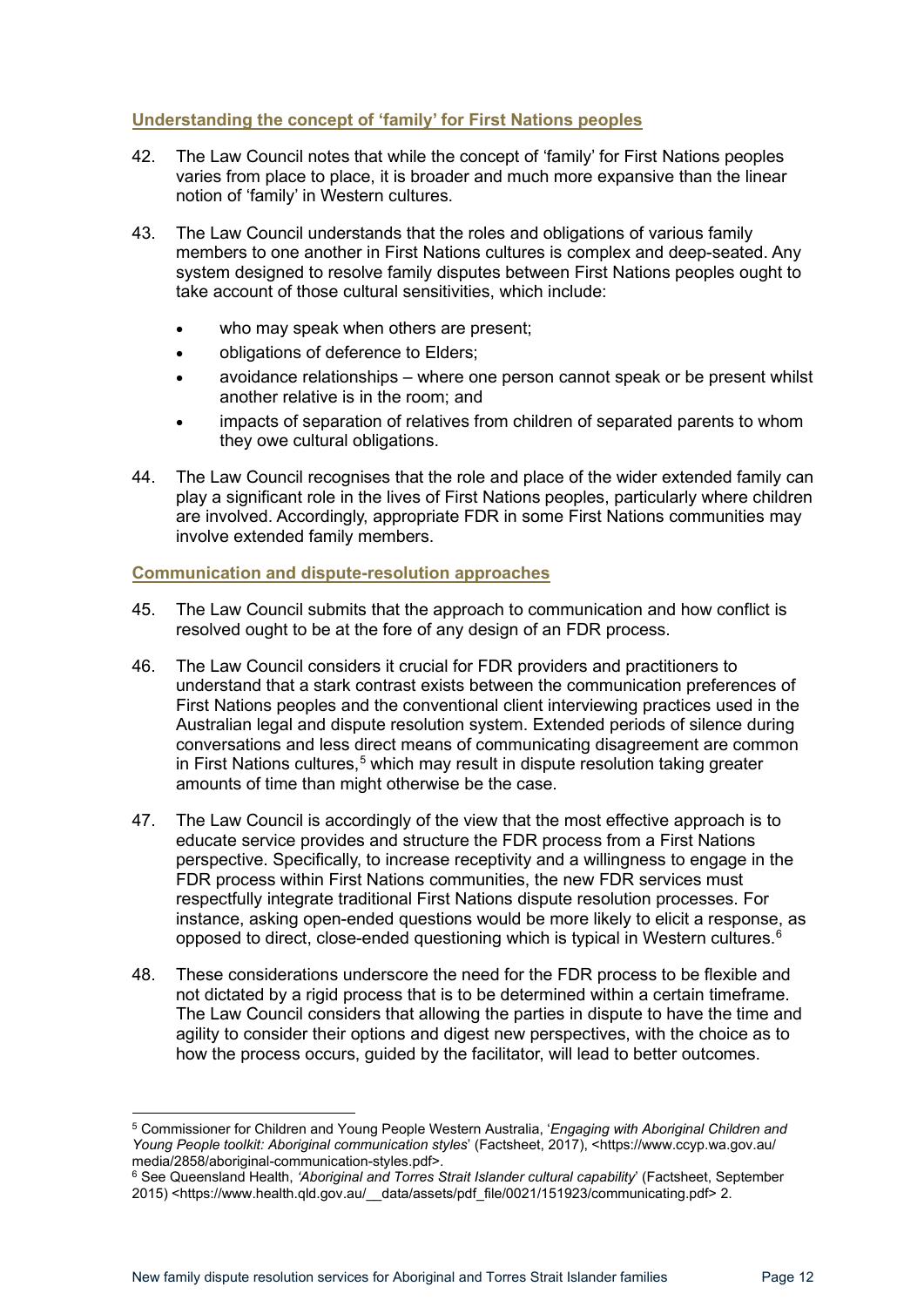### Understanding the concept of 'family' for First Nations peoples

42. The Law Council notes that while the concept of 'family' for First Nations peoples varies from place to place, it is broader and much more expansive than the linear notion of 'family' in Western cultures.

43. The Law Council understands that the roles and obligations of various family members to one another in First Nations cultures is complex and deep-seated. Any system designed to resolve family disputes between First Nations peoples ought to take account of those cultural sensitivities, which include:

    - who may speak when others are present;
    - obligations of deference to Elders;
    - avoidance relationships – where one person cannot speak or be present whilst another relative is in the room; and
    - impacts of separation of relatives from children of separated parents to whom they owe cultural obligations.

44. The Law Council recognises that the role and place of the wider extended family can play a significant role in the lives of First Nations peoples, particularly where children are involved. Accordingly, appropriate FDR in some First Nations communities may involve extended family members.

### Communication and dispute-resolution approaches

45. The Law Council submits that the approach to communication and how conflict is resolved ought to be at the fore of any design of an FDR process.

46. The Law Council considers it crucial for FDR providers and practitioners to understand that a stark contrast exists between the communication preferences of First Nations peoples and the conventional client interviewing practices used in the Australian legal and dispute resolution system. Extended periods of silence during conversations and less direct means of communicating disagreement are common in First Nations cultures,[5] which may result in dispute resolution taking greater amounts of time than might otherwise be the case.

47. The Law Council is accordingly of the view that the most effective approach is to educate service provides and structure the FDR process from a First Nations perspective. Specifically, to increase receptivity and a willingness to engage in the FDR process within First Nations communities, the new FDR services must respectfully integrate traditional First Nations dispute resolution processes. For instance, asking open-ended questions would be more likely to elicit a response, as opposed to direct, close-ended questioning which is typical in Western cultures.[6]

48. These considerations underscore the need for the FDR process to be flexible and not dictated by a rigid process that is to be determined within a certain timeframe. The Law Council considers that allowing the parties in dispute to have the time and agility to consider their options and digest new perspectives, with the choice as to how the process occurs, guided by the facilitator, will lead to better outcomes.

---

[5] Commissioner for Children and Young People Western Australia, '*Engaging with Aboriginal Children and Young People toolkit: Aboriginal communication styles*' (Factsheet, 2017), <https://www.ccyp.wa.gov.au/media/2858/aboriginal-communication-styles.pdf>.

[6] See Queensland Health, *'Aboriginal and Torres Strait Islander cultural capability*' (Factsheet, September 2015) <https://www.health.qld.gov.au/__data/assets/pdf_file/0021/151923/communicating.pdf> 2.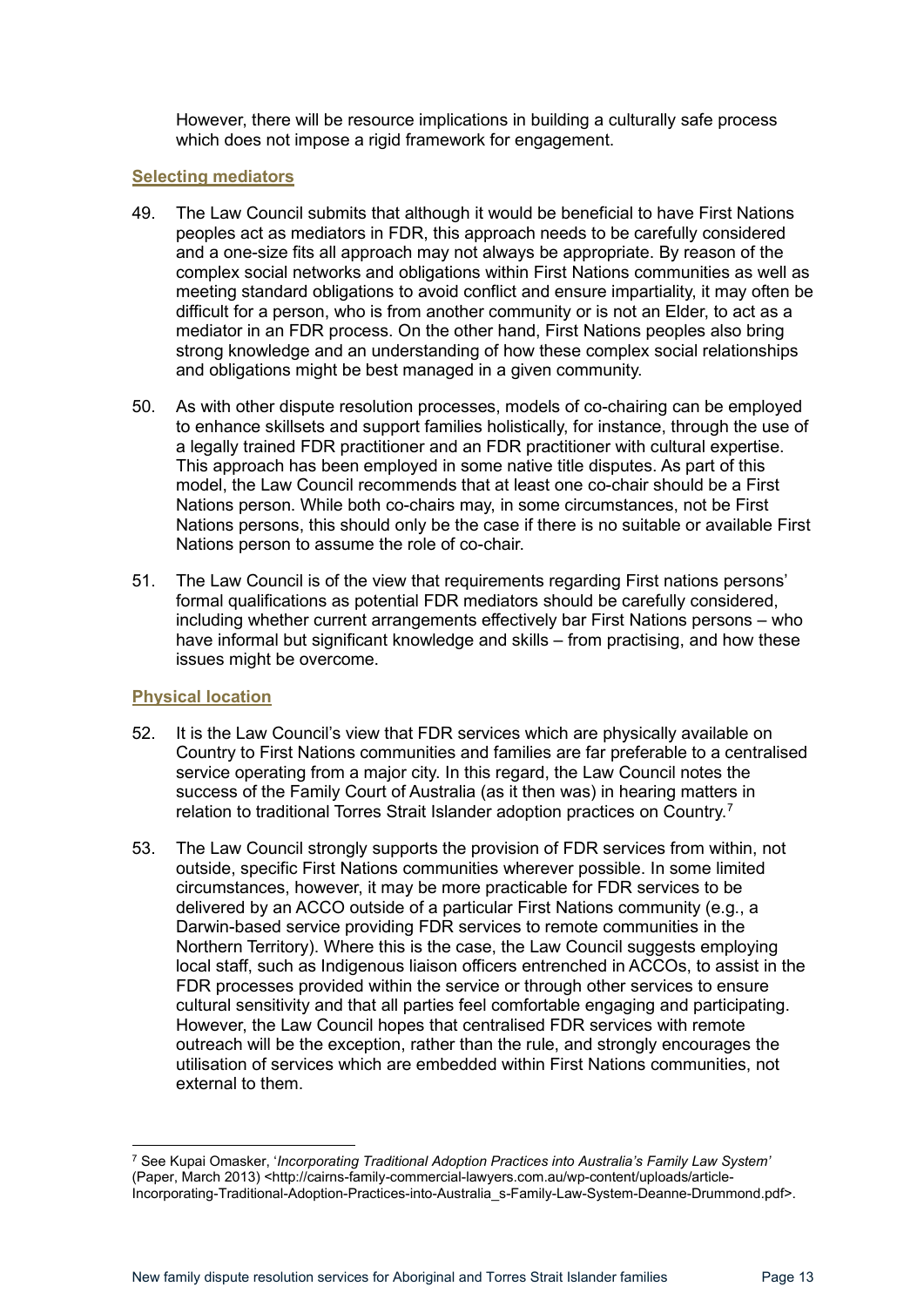However, there will be resource implications in building a culturally safe process which does not impose a rigid framework for engagement.

### Selecting mediators

49. The Law Council submits that although it would be beneficial to have First Nations peoples act as mediators in FDR, this approach needs to be carefully considered and a one-size fits all approach may not always be appropriate. By reason of the complex social networks and obligations within First Nations communities as well as meeting standard obligations to avoid conflict and ensure impartiality, it may often be difficult for a person, who is from another community or is not an Elder, to act as a mediator in an FDR process. On the other hand, First Nations peoples also bring strong knowledge and an understanding of how these complex social relationships and obligations might be best managed in a given community.

50. As with other dispute resolution processes, models of co-chairing can be employed to enhance skillsets and support families holistically, for instance, through the use of a legally trained FDR practitioner and an FDR practitioner with cultural expertise. This approach has been employed in some native title disputes. As part of this model, the Law Council recommends that at least one co-chair should be a First Nations person. While both co-chairs may, in some circumstances, not be First Nations persons, this should only be the case if there is no suitable or available First Nations person to assume the role of co-chair.

51. The Law Council is of the view that requirements regarding First nations persons' formal qualifications as potential FDR mediators should be carefully considered, including whether current arrangements effectively bar First Nations persons – who have informal but significant knowledge and skills – from practising, and how these issues might be overcome.

### Physical location

52. It is the Law Council's view that FDR services which are physically available on Country to First Nations communities and families are far preferable to a centralised service operating from a major city. In this regard, the Law Council notes the success of the Family Court of Australia (as it then was) in hearing matters in relation to traditional Torres Strait Islander adoption practices on Country.[7]

53. The Law Council strongly supports the provision of FDR services from within, not outside, specific First Nations communities wherever possible. In some limited circumstances, however, it may be more practicable for FDR services to be delivered by an ACCO outside of a particular First Nations community (e.g., a Darwin-based service providing FDR services to remote communities in the Northern Territory). Where this is the case, the Law Council suggests employing local staff, such as Indigenous liaison officers entrenched in ACCOs, to assist in the FDR processes provided within the service or through other services to ensure cultural sensitivity and that all parties feel comfortable engaging and participating. However, the Law Council hopes that centralised FDR services with remote outreach will be the exception, rather than the rule, and strongly encourages the utilisation of services which are embedded within First Nations communities, not external to them.

---

[7] See Kupai Omasker, '*Incorporating Traditional Adoption Practices into Australia's Family Law System*' (Paper, March 2013) <http://cairns-family-commercial-lawyers.com.au/wp-content/uploads/article-Incorporating-Traditional-Adoption-Practices-into-Australia_s-Family-Law-System-Deanne-Drummond.pdf>.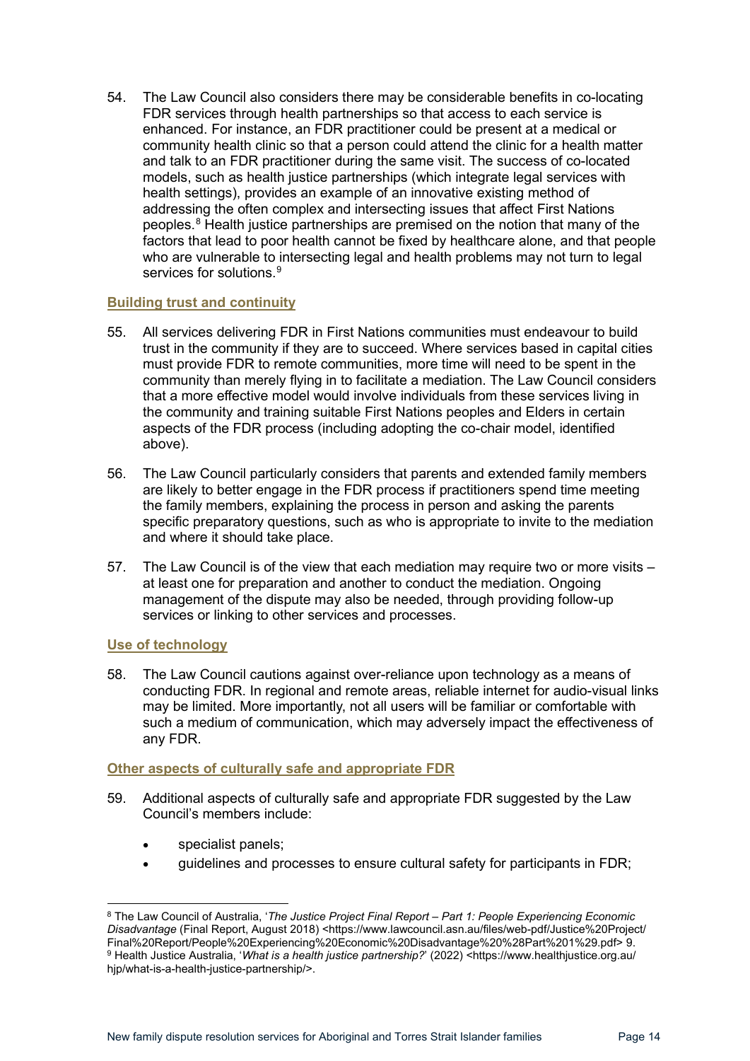54. The Law Council also considers there may be considerable benefits in co-locating FDR services through health partnerships so that access to each service is enhanced. For instance, an FDR practitioner could be present at a medical or community health clinic so that a person could attend the clinic for a health matter and talk to an FDR practitioner during the same visit. The success of co-located models, such as health justice partnerships (which integrate legal services with health settings), provides an example of an innovative existing method of addressing the often complex and intersecting issues that affect First Nations peoples.[8] Health justice partnerships are premised on the notion that many of the factors that lead to poor health cannot be fixed by healthcare alone, and that people who are vulnerable to intersecting legal and health problems may not turn to legal services for solutions.[9]

### Building trust and continuity

55. All services delivering FDR in First Nations communities must endeavour to build trust in the community if they are to succeed. Where services based in capital cities must provide FDR to remote communities, more time will need to be spent in the community than merely flying in to facilitate a mediation. The Law Council considers that a more effective model would involve individuals from these services living in the community and training suitable First Nations peoples and Elders in certain aspects of the FDR process (including adopting the co-chair model, identified above).

56. The Law Council particularly considers that parents and extended family members are likely to better engage in the FDR process if practitioners spend time meeting the family members, explaining the process in person and asking the parents specific preparatory questions, such as who is appropriate to invite to the mediation and where it should take place.

57. The Law Council is of the view that each mediation may require two or more visits – at least one for preparation and another to conduct the mediation. Ongoing management of the dispute may also be needed, through providing follow-up services or linking to other services and processes.

### Use of technology

58. The Law Council cautions against over-reliance upon technology as a means of conducting FDR. In regional and remote areas, reliable internet for audio-visual links may be limited. More importantly, not all users will be familiar or comfortable with such a medium of communication, which may adversely impact the effectiveness of any FDR.

### Other aspects of culturally safe and appropriate FDR

59. Additional aspects of culturally safe and appropriate FDR suggested by the Law Council's members include:

- specialist panels;
- guidelines and processes to ensure cultural safety for participants in FDR;

---

[8] The Law Council of Australia, '*The Justice Project Final Report – Part 1: People Experiencing Economic Disadvantage* (Final Report, August 2018) <https://www.lawcouncil.asn.au/files/web-pdf/Justice%20Project/Final%20Report/People%20Experiencing%20Economic%20Disadvantage%20%28Part%201%29.pdf> 9.

[9] Health Justice Australia, '*What is a health justice partnership?*' (2022) <https://www.healthjustice.org.au/hjp/what-is-a-health-justice-partnership/>.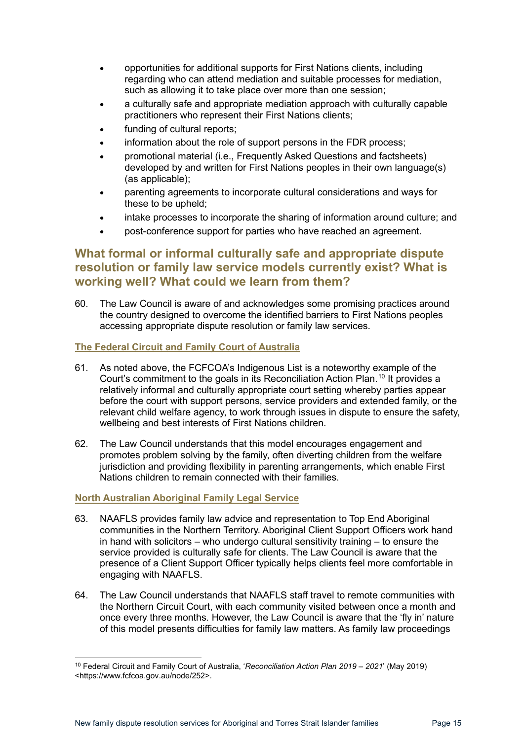- opportunities for additional supports for First Nations clients, including regarding who can attend mediation and suitable processes for mediation, such as allowing it to take place over more than one session;
- a culturally safe and appropriate mediation approach with culturally capable practitioners who represent their First Nations clients;
- funding of cultural reports;
- information about the role of support persons in the FDR process;
- promotional material (i.e., Frequently Asked Questions and factsheets) developed by and written for First Nations peoples in their own language(s) (as applicable);
- parenting agreements to incorporate cultural considerations and ways for these to be upheld;
- intake processes to incorporate the sharing of information around culture; and
- post-conference support for parties who have reached an agreement.

## What formal or informal culturally safe and appropriate dispute resolution or family law service models currently exist? What is working well? What could we learn from them?

60. The Law Council is aware of and acknowledges some promising practices around the country designed to overcome the identified barriers to First Nations peoples accessing appropriate dispute resolution or family law services.

### The Federal Circuit and Family Court of Australia

61. As noted above, the FCFCOA's Indigenous List is a noteworthy example of the Court's commitment to the goals in its Reconciliation Action Plan.[10] It provides a relatively informal and culturally appropriate court setting whereby parties appear before the court with support persons, service providers and extended family, or the relevant child welfare agency, to work through issues in dispute to ensure the safety, wellbeing and best interests of First Nations children.

62. The Law Council understands that this model encourages engagement and promotes problem solving by the family, often diverting children from the welfare jurisdiction and providing flexibility in parenting arrangements, which enable First Nations children to remain connected with their families.

### North Australian Aboriginal Family Legal Service

63. NAAFLS provides family law advice and representation to Top End Aboriginal communities in the Northern Territory. Aboriginal Client Support Officers work hand in hand with solicitors – who undergo cultural sensitivity training – to ensure the service provided is culturally safe for clients. The Law Council is aware that the presence of a Client Support Officer typically helps clients feel more comfortable in engaging with NAAFLS.

64. The Law Council understands that NAAFLS staff travel to remote communities with the Northern Circuit Court, with each community visited between once a month and once every three months. However, the Law Council is aware that the 'fly in' nature of this model presents difficulties for family law matters. As family law proceedings

---

[10] Federal Circuit and Family Court of Australia, '*Reconciliation Action Plan 2019 – 2021*' (May 2019) <https://www.fcfcoa.gov.au/node/252>.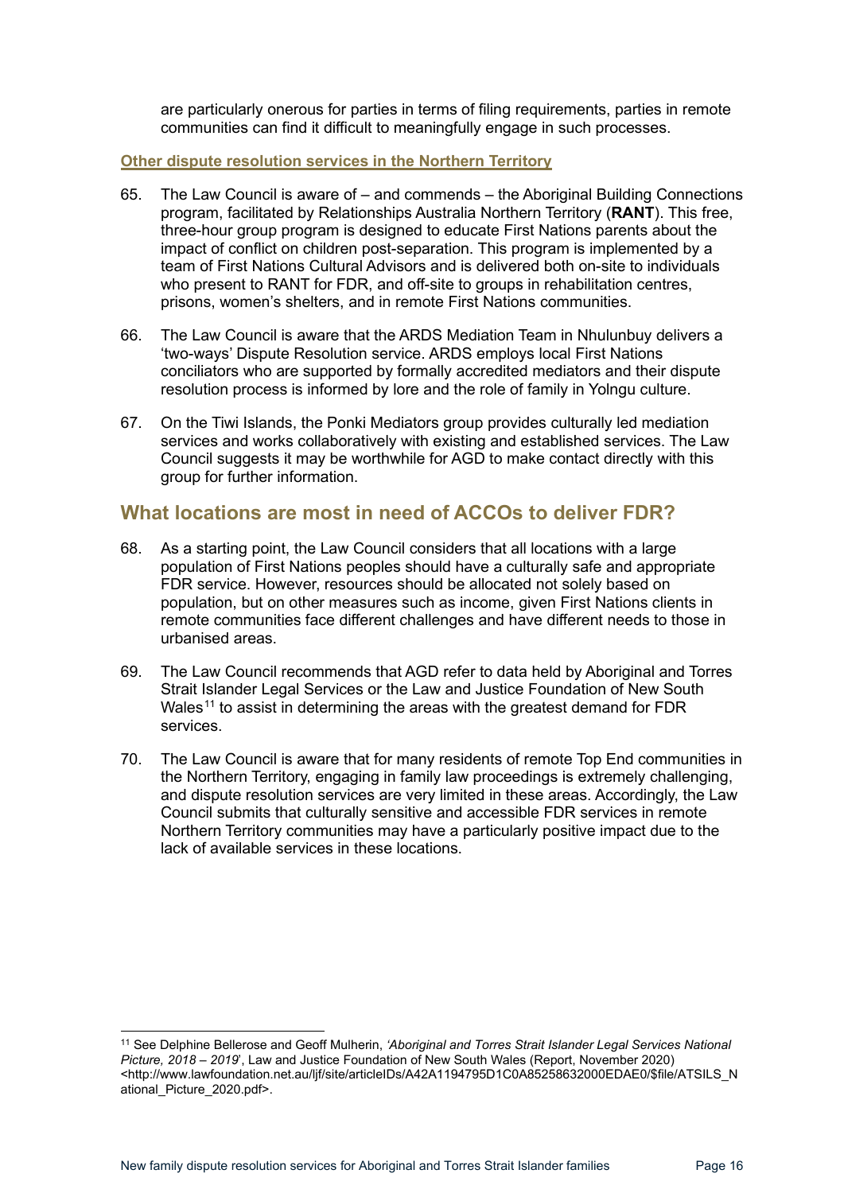are particularly onerous for parties in terms of filing requirements, parties in remote communities can find it difficult to meaningfully engage in such processes.

### Other dispute resolution services in the Northern Territory

65. The Law Council is aware of – and commends – the Aboriginal Building Connections program, facilitated by Relationships Australia Northern Territory (**RANT**). This free, three-hour group program is designed to educate First Nations parents about the impact of conflict on children post-separation. This program is implemented by a team of First Nations Cultural Advisors and is delivered both on-site to individuals who present to RANT for FDR, and off-site to groups in rehabilitation centres, prisons, women's shelters, and in remote First Nations communities.

66. The Law Council is aware that the ARDS Mediation Team in Nhulunbuy delivers a 'two-ways' Dispute Resolution service. ARDS employs local First Nations conciliators who are supported by formally accredited mediators and their dispute resolution process is informed by lore and the role of family in Yolngu culture.

67. On the Tiwi Islands, the Ponki Mediators group provides culturally led mediation services and works collaboratively with existing and established services. The Law Council suggests it may be worthwhile for AGD to make contact directly with this group for further information.

## What locations are most in need of ACCOs to deliver FDR?

68. As a starting point, the Law Council considers that all locations with a large population of First Nations peoples should have a culturally safe and appropriate FDR service. However, resources should be allocated not solely based on population, but on other measures such as income, given First Nations clients in remote communities face different challenges and have different needs to those in urbanised areas.

69. The Law Council recommends that AGD refer to data held by Aboriginal and Torres Strait Islander Legal Services or the Law and Justice Foundation of New South Wales[11] to assist in determining the areas with the greatest demand for FDR services.

70. The Law Council is aware that for many residents of remote Top End communities in the Northern Territory, engaging in family law proceedings is extremely challenging, and dispute resolution services are very limited in these areas. Accordingly, the Law Council submits that culturally sensitive and accessible FDR services in remote Northern Territory communities may have a particularly positive impact due to the lack of available services in these locations.

---

[11] See Delphine Bellerose and Geoff Mulherin, *'Aboriginal and Torres Strait Islander Legal Services National Picture, 2018 – 2019*', Law and Justice Foundation of New South Wales (Report, November 2020) <http://www.lawfoundation.net.au/ljf/site/articleIDs/A42A1194795D1C0A85258632000EDAE0/$file/ATSILS_National_Picture_2020.pdf>.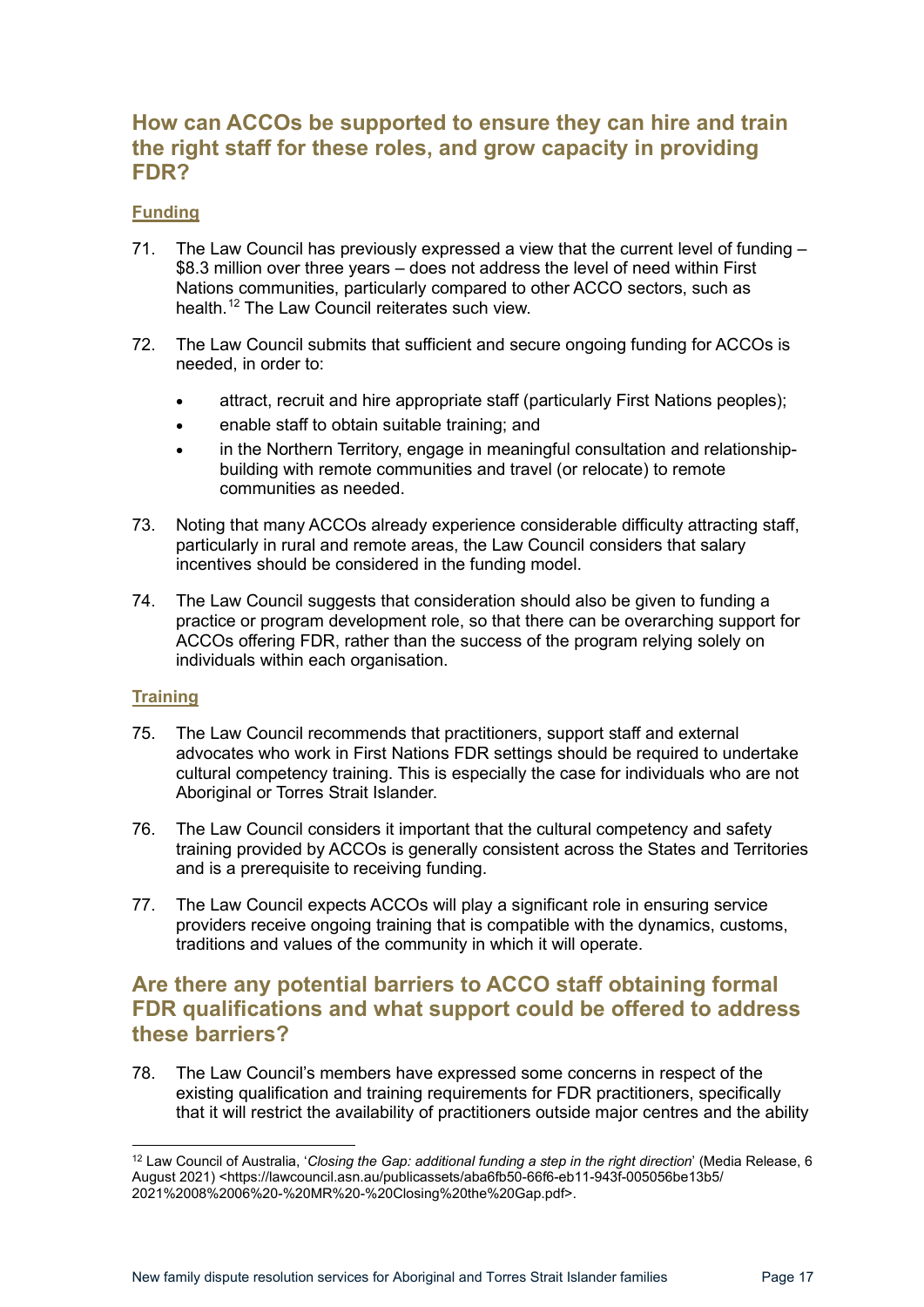## How can ACCOs be supported to ensure they can hire and train the right staff for these roles, and grow capacity in providing FDR?

### Funding

71. The Law Council has previously expressed a view that the current level of funding – $8.3 million over three years – does not address the level of need within First Nations communities, particularly compared to other ACCO sectors, such as health.[12] The Law Council reiterates such view.

72. The Law Council submits that sufficient and secure ongoing funding for ACCOs is needed, in order to:

    - attract, recruit and hire appropriate staff (particularly First Nations peoples);
    - enable staff to obtain suitable training; and
    - in the Northern Territory, engage in meaningful consultation and relationship-building with remote communities and travel (or relocate) to remote communities as needed.

73. Noting that many ACCOs already experience considerable difficulty attracting staff, particularly in rural and remote areas, the Law Council considers that salary incentives should be considered in the funding model.

74. The Law Council suggests that consideration should also be given to funding a practice or program development role, so that there can be overarching support for ACCOs offering FDR, rather than the success of the program relying solely on individuals within each organisation.

### Training

75. The Law Council recommends that practitioners, support staff and external advocates who work in First Nations FDR settings should be required to undertake cultural competency training. This is especially the case for individuals who are not Aboriginal or Torres Strait Islander.

76. The Law Council considers it important that the cultural competency and safety training provided by ACCOs is generally consistent across the States and Territories and is a prerequisite to receiving funding.

77. The Law Council expects ACCOs will play a significant role in ensuring service providers receive ongoing training that is compatible with the dynamics, customs, traditions and values of the community in which it will operate.

## Are there any potential barriers to ACCO staff obtaining formal FDR qualifications and what support could be offered to address these barriers?

78. The Law Council's members have expressed some concerns in respect of the existing qualification and training requirements for FDR practitioners, specifically that it will restrict the availability of practitioners outside major centres and the ability

---

[12] Law Council of Australia, '*Closing the Gap: additional funding a step in the right direction*' (Media Release, 6 August 2021) <https://lawcouncil.asn.au/publicassets/aba6fb50-66f6-eb11-943f-005056be13b5/2021%2008%2006%20-%20MR%20-%20Closing%20the%20Gap.pdf>.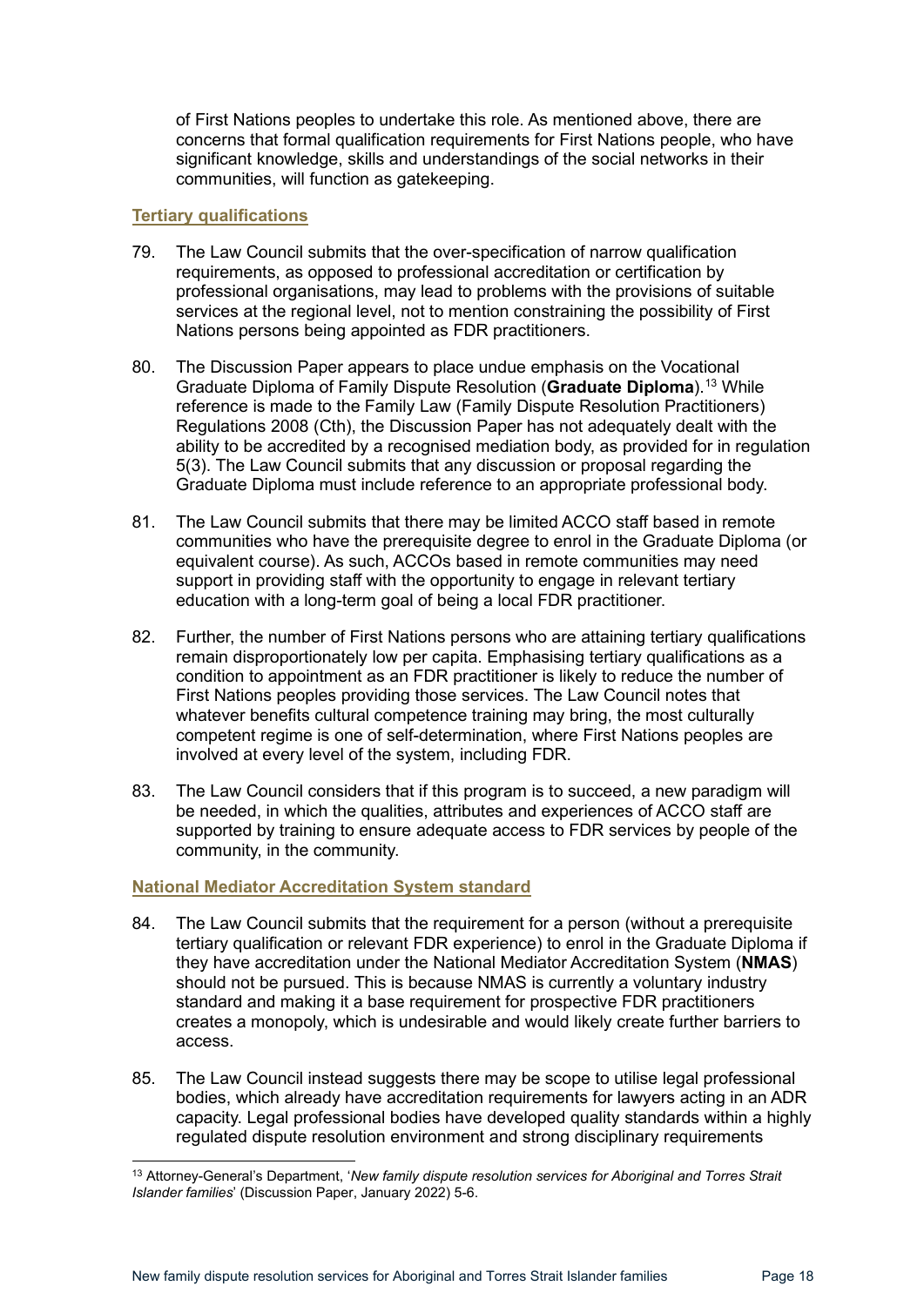of First Nations peoples to undertake this role. As mentioned above, there are concerns that formal qualification requirements for First Nations people, who have significant knowledge, skills and understandings of the social networks in their communities, will function as gatekeeping.

### Tertiary qualifications

79. The Law Council submits that the over-specification of narrow qualification requirements, as opposed to professional accreditation or certification by professional organisations, may lead to problems with the provisions of suitable services at the regional level, not to mention constraining the possibility of First Nations persons being appointed as FDR practitioners.

80. The Discussion Paper appears to place undue emphasis on the Vocational Graduate Diploma of Family Dispute Resolution (**Graduate Diploma**).[13] While reference is made to the Family Law (Family Dispute Resolution Practitioners) Regulations 2008 (Cth), the Discussion Paper has not adequately dealt with the ability to be accredited by a recognised mediation body, as provided for in regulation 5(3). The Law Council submits that any discussion or proposal regarding the Graduate Diploma must include reference to an appropriate professional body.

81. The Law Council submits that there may be limited ACCO staff based in remote communities who have the prerequisite degree to enrol in the Graduate Diploma (or equivalent course). As such, ACCOs based in remote communities may need support in providing staff with the opportunity to engage in relevant tertiary education with a long-term goal of being a local FDR practitioner.

82. Further, the number of First Nations persons who are attaining tertiary qualifications remain disproportionately low per capita. Emphasising tertiary qualifications as a condition to appointment as an FDR practitioner is likely to reduce the number of First Nations peoples providing those services. The Law Council notes that whatever benefits cultural competence training may bring, the most culturally competent regime is one of self-determination, where First Nations peoples are involved at every level of the system, including FDR.

83. The Law Council considers that if this program is to succeed, a new paradigm will be needed, in which the qualities, attributes and experiences of ACCO staff are supported by training to ensure adequate access to FDR services by people of the community, in the community.

### National Mediator Accreditation System standard

84. The Law Council submits that the requirement for a person (without a prerequisite tertiary qualification or relevant FDR experience) to enrol in the Graduate Diploma if they have accreditation under the National Mediator Accreditation System (**NMAS**) should not be pursued. This is because NMAS is currently a voluntary industry standard and making it a base requirement for prospective FDR practitioners creates a monopoly, which is undesirable and would likely create further barriers to access.

85. The Law Council instead suggests there may be scope to utilise legal professional bodies, which already have accreditation requirements for lawyers acting in an ADR capacity. Legal professional bodies have developed quality standards within a highly regulated dispute resolution environment and strong disciplinary requirements

---

[13] Attorney-General's Department, '*New family dispute resolution services for Aboriginal and Torres Strait Islander families*' (Discussion Paper, January 2022) 5-6.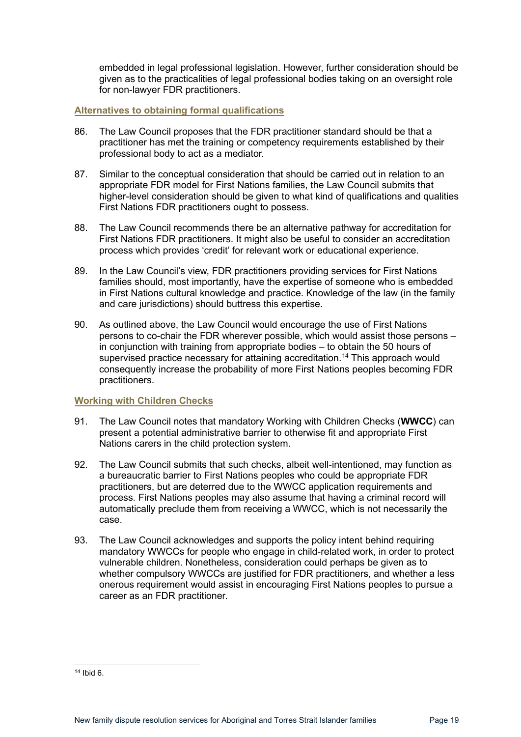embedded in legal professional legislation. However, further consideration should be given as to the practicalities of legal professional bodies taking on an oversight role for non-lawyer FDR practitioners.

### Alternatives to obtaining formal qualifications

86. The Law Council proposes that the FDR practitioner standard should be that a practitioner has met the training or competency requirements established by their professional body to act as a mediator.

87. Similar to the conceptual consideration that should be carried out in relation to an appropriate FDR model for First Nations families, the Law Council submits that higher-level consideration should be given to what kind of qualifications and qualities First Nations FDR practitioners ought to possess.

88. The Law Council recommends there be an alternative pathway for accreditation for First Nations FDR practitioners. It might also be useful to consider an accreditation process which provides 'credit' for relevant work or educational experience.

89. In the Law Council's view, FDR practitioners providing services for First Nations families should, most importantly, have the expertise of someone who is embedded in First Nations cultural knowledge and practice. Knowledge of the law (in the family and care jurisdictions) should buttress this expertise.

90. As outlined above, the Law Council would encourage the use of First Nations persons to co-chair the FDR wherever possible, which would assist those persons – in conjunction with training from appropriate bodies – to obtain the 50 hours of supervised practice necessary for attaining accreditation.[14] This approach would consequently increase the probability of more First Nations peoples becoming FDR practitioners.

### Working with Children Checks

91. The Law Council notes that mandatory Working with Children Checks (**WWCC**) can present a potential administrative barrier to otherwise fit and appropriate First Nations carers in the child protection system.

92. The Law Council submits that such checks, albeit well-intentioned, may function as a bureaucratic barrier to First Nations peoples who could be appropriate FDR practitioners, but are deterred due to the WWCC application requirements and process. First Nations peoples may also assume that having a criminal record will automatically preclude them from receiving a WWCC, which is not necessarily the case.

93. The Law Council acknowledges and supports the policy intent behind requiring mandatory WWCCs for people who engage in child-related work, in order to protect vulnerable children. Nonetheless, consideration could perhaps be given as to whether compulsory WWCCs are justified for FDR practitioners, and whether a less onerous requirement would assist in encouraging First Nations peoples to pursue a career as an FDR practitioner.

---

[14] Ibid 6.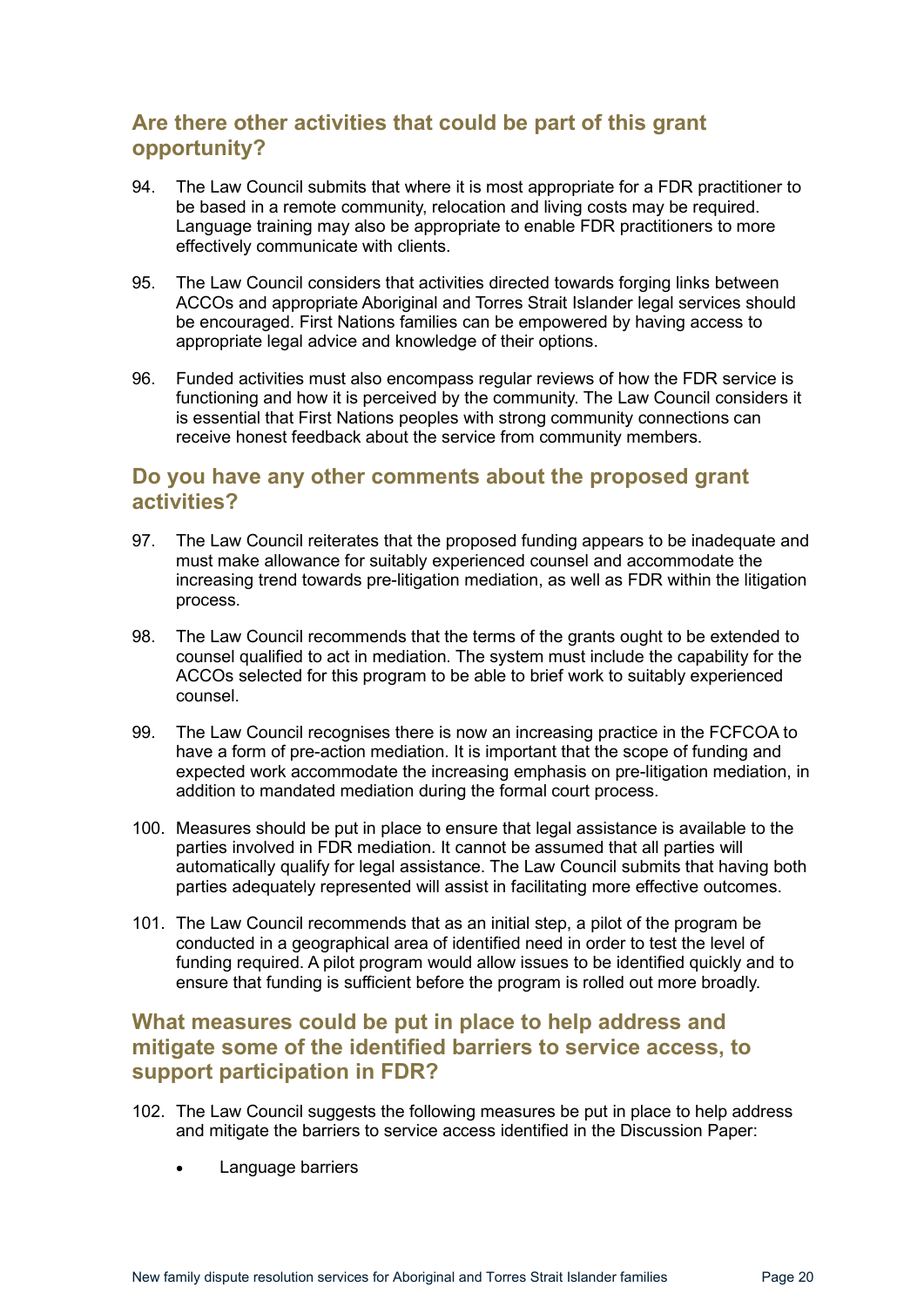## Are there other activities that could be part of this grant opportunity?

94. The Law Council submits that where it is most appropriate for a FDR practitioner to be based in a remote community, relocation and living costs may be required. Language training may also be appropriate to enable FDR practitioners to more effectively communicate with clients.

95. The Law Council considers that activities directed towards forging links between ACCOs and appropriate Aboriginal and Torres Strait Islander legal services should be encouraged. First Nations families can be empowered by having access to appropriate legal advice and knowledge of their options.

96. Funded activities must also encompass regular reviews of how the FDR service is functioning and how it is perceived by the community. The Law Council considers it is essential that First Nations peoples with strong community connections can receive honest feedback about the service from community members.

## Do you have any other comments about the proposed grant activities?

97. The Law Council reiterates that the proposed funding appears to be inadequate and must make allowance for suitably experienced counsel and accommodate the increasing trend towards pre-litigation mediation, as well as FDR within the litigation process.

98. The Law Council recommends that the terms of the grants ought to be extended to counsel qualified to act in mediation. The system must include the capability for the ACCOs selected for this program to be able to brief work to suitably experienced counsel.

99. The Law Council recognises there is now an increasing practice in the FCFCOA to have a form of pre-action mediation. It is important that the scope of funding and expected work accommodate the increasing emphasis on pre-litigation mediation, in addition to mandated mediation during the formal court process.

100. Measures should be put in place to ensure that legal assistance is available to the parties involved in FDR mediation. It cannot be assumed that all parties will automatically qualify for legal assistance. The Law Council submits that having both parties adequately represented will assist in facilitating more effective outcomes.

101. The Law Council recommends that as an initial step, a pilot of the program be conducted in a geographical area of identified need in order to test the level of funding required. A pilot program would allow issues to be identified quickly and to ensure that funding is sufficient before the program is rolled out more broadly.

## What measures could be put in place to help address and mitigate some of the identified barriers to service access, to support participation in FDR?

102. The Law Council suggests the following measures be put in place to help address and mitigate the barriers to service access identified in the Discussion Paper:

- Language barriers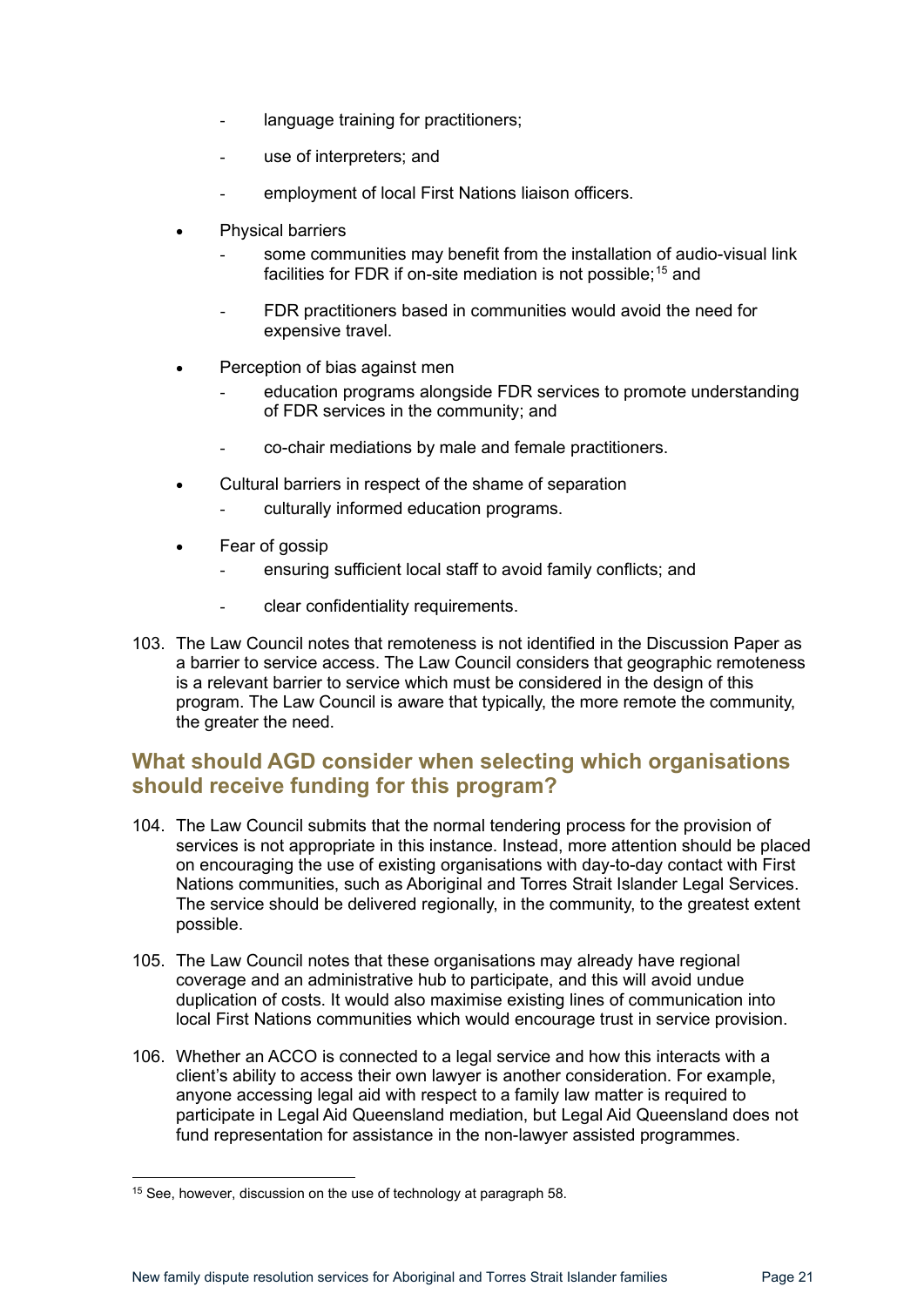- language training for practitioners;
  - use of interpreters; and
  - employment of local First Nations liaison officers.
- Physical barriers
  - some communities may benefit from the installation of audio-visual link facilities for FDR if on-site mediation is not possible;[15] and
  - FDR practitioners based in communities would avoid the need for expensive travel.
- Perception of bias against men
  - education programs alongside FDR services to promote understanding of FDR services in the community; and
  - co-chair mediations by male and female practitioners.
- Cultural barriers in respect of the shame of separation
  - culturally informed education programs.
- Fear of gossip
  - ensuring sufficient local staff to avoid family conflicts; and
  - clear confidentiality requirements.

103. The Law Council notes that remoteness is not identified in the Discussion Paper as a barrier to service access. The Law Council considers that geographic remoteness is a relevant barrier to service which must be considered in the design of this program. The Law Council is aware that typically, the more remote the community, the greater the need.

## What should AGD consider when selecting which organisations should receive funding for this program?

104. The Law Council submits that the normal tendering process for the provision of services is not appropriate in this instance. Instead, more attention should be placed on encouraging the use of existing organisations with day-to-day contact with First Nations communities, such as Aboriginal and Torres Strait Islander Legal Services. The service should be delivered regionally, in the community, to the greatest extent possible.

105. The Law Council notes that these organisations may already have regional coverage and an administrative hub to participate, and this will avoid undue duplication of costs. It would also maximise existing lines of communication into local First Nations communities which would encourage trust in service provision.

106. Whether an ACCO is connected to a legal service and how this interacts with a client's ability to access their own lawyer is another consideration. For example, anyone accessing legal aid with respect to a family law matter is required to participate in Legal Aid Queensland mediation, but Legal Aid Queensland does not fund representation for assistance in the non-lawyer assisted programmes.

---

[15] See, however, discussion on the use of technology at paragraph 58.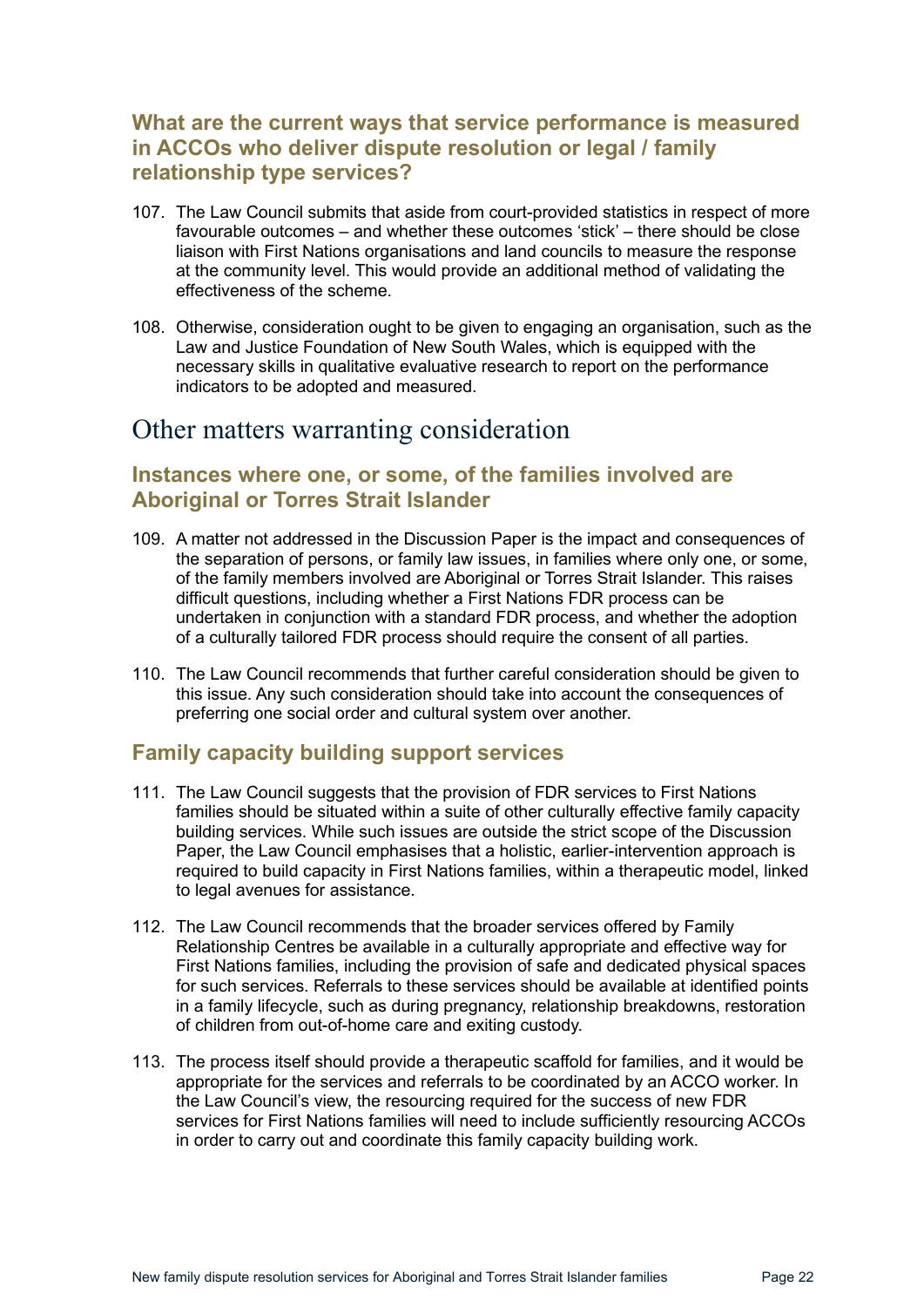### What are the current ways that service performance is measured in ACCOs who deliver dispute resolution or legal / family relationship type services?

107. The Law Council submits that aside from court-provided statistics in respect of more favourable outcomes – and whether these outcomes 'stick' – there should be close liaison with First Nations organisations and land councils to measure the response at the community level. This would provide an additional method of validating the effectiveness of the scheme.

108. Otherwise, consideration ought to be given to engaging an organisation, such as the Law and Justice Foundation of New South Wales, which is equipped with the necessary skills in qualitative evaluative research to report on the performance indicators to be adopted and measured.

## Other matters warranting consideration

### Instances where one, or some, of the families involved are Aboriginal or Torres Strait Islander

109. A matter not addressed in the Discussion Paper is the impact and consequences of the separation of persons, or family law issues, in families where only one, or some, of the family members involved are Aboriginal or Torres Strait Islander. This raises difficult questions, including whether a First Nations FDR process can be undertaken in conjunction with a standard FDR process, and whether the adoption of a culturally tailored FDR process should require the consent of all parties.

110. The Law Council recommends that further careful consideration should be given to this issue. Any such consideration should take into account the consequences of preferring one social order and cultural system over another.

### Family capacity building support services

111. The Law Council suggests that the provision of FDR services to First Nations families should be situated within a suite of other culturally effective family capacity building services. While such issues are outside the strict scope of the Discussion Paper, the Law Council emphasises that a holistic, earlier-intervention approach is required to build capacity in First Nations families, within a therapeutic model, linked to legal avenues for assistance.

112. The Law Council recommends that the broader services offered by Family Relationship Centres be available in a culturally appropriate and effective way for First Nations families, including the provision of safe and dedicated physical spaces for such services. Referrals to these services should be available at identified points in a family lifecycle, such as during pregnancy, relationship breakdowns, restoration of children from out-of-home care and exiting custody.

113. The process itself should provide a therapeutic scaffold for families, and it would be appropriate for the services and referrals to be coordinated by an ACCO worker. In the Law Council's view, the resourcing required for the success of new FDR services for First Nations families will need to include sufficiently resourcing ACCOs in order to carry out and coordinate this family capacity building work.